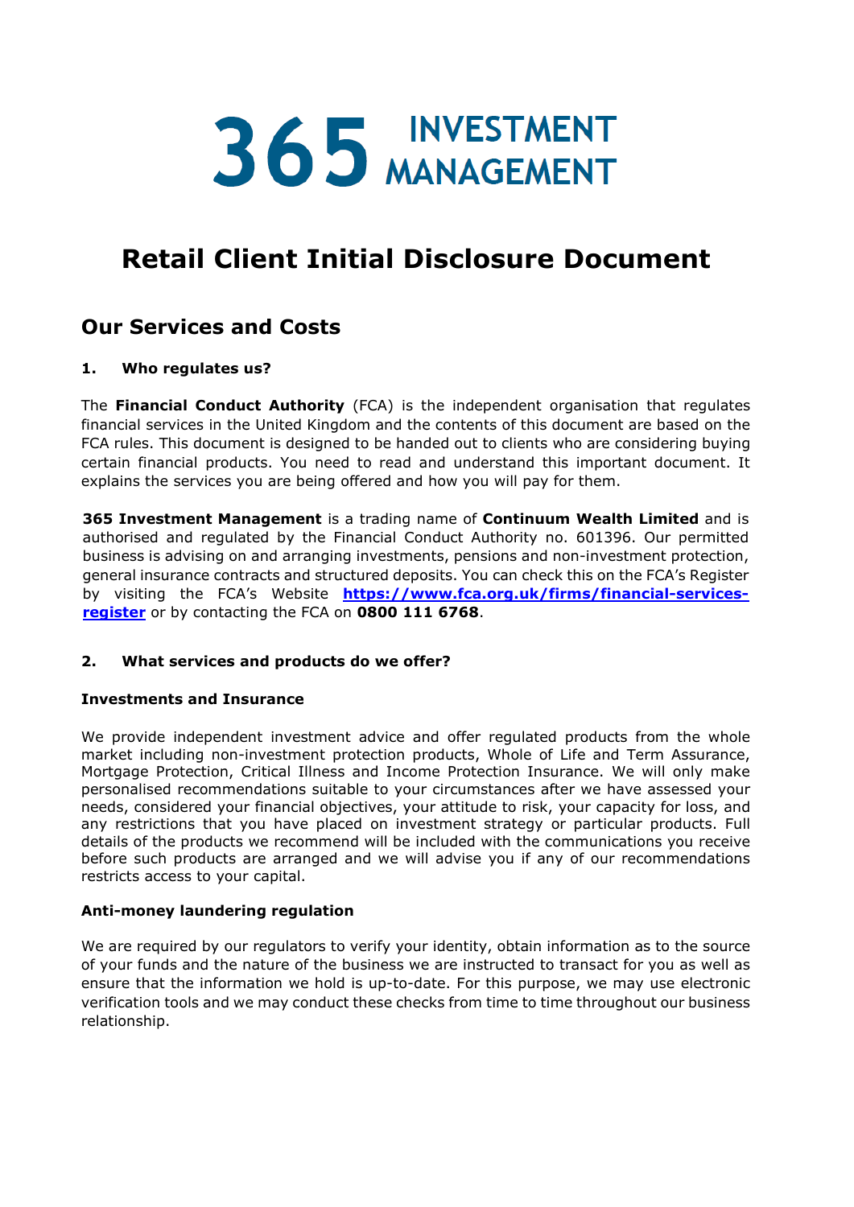365 INVESTMENT MANAGEMENT

# Retail Client Initial Disclosure Document

## Our Services and Costs

### 1. Who regulates us?

The **Financial Conduct Authority** (FCA) is the independent organisation that regulates financial services in the United Kingdom and the contents of this document are based on the FCA rules. This document is designed to be handed out to clients who are considering buying certain financial products. You need to read and understand this important document. It explains the services you are being offered and how you will pay for them.

**365 Investment Management** is a trading name of **Continuum Wealth Limited** and is authorised and regulated by the Financial Conduct Authority no. 601396. Our permitted business is advising on and arranging investments, pensions and non-investment protection, general insurance contracts and structured deposits. You can check this on the FCA's Register by visiting the FCA's Website **https://www.fca.org.uk/firms/financial-services-register** or by contacting the FCA on **0800 111 6768**.

### 2. What services and products do we offer?

**Investments and Insurance**

We provide independent investment advice and offer regulated products from the whole market including non-investment protection products, Whole of Life and Term Assurance, Mortgage Protection, Critical Illness and Income Protection Insurance. We will only make personalised recommendations suitable to your circumstances after we have assessed your needs, considered your financial objectives, your attitude to risk, your capacity for loss, and any restrictions that you have placed on investment strategy or particular products. Full details of the products we recommend will be included with the communications you receive before such products are arranged and we will advise you if any of our recommendations restricts access to your capital.

**Anti-money laundering regulation**

We are required by our regulators to verify your identity, obtain information as to the source of your funds and the nature of the business we are instructed to transact for you as well as ensure that the information we hold is up-to-date. For this purpose, we may use electronic verification tools and we may conduct these checks from time to time throughout our business relationship.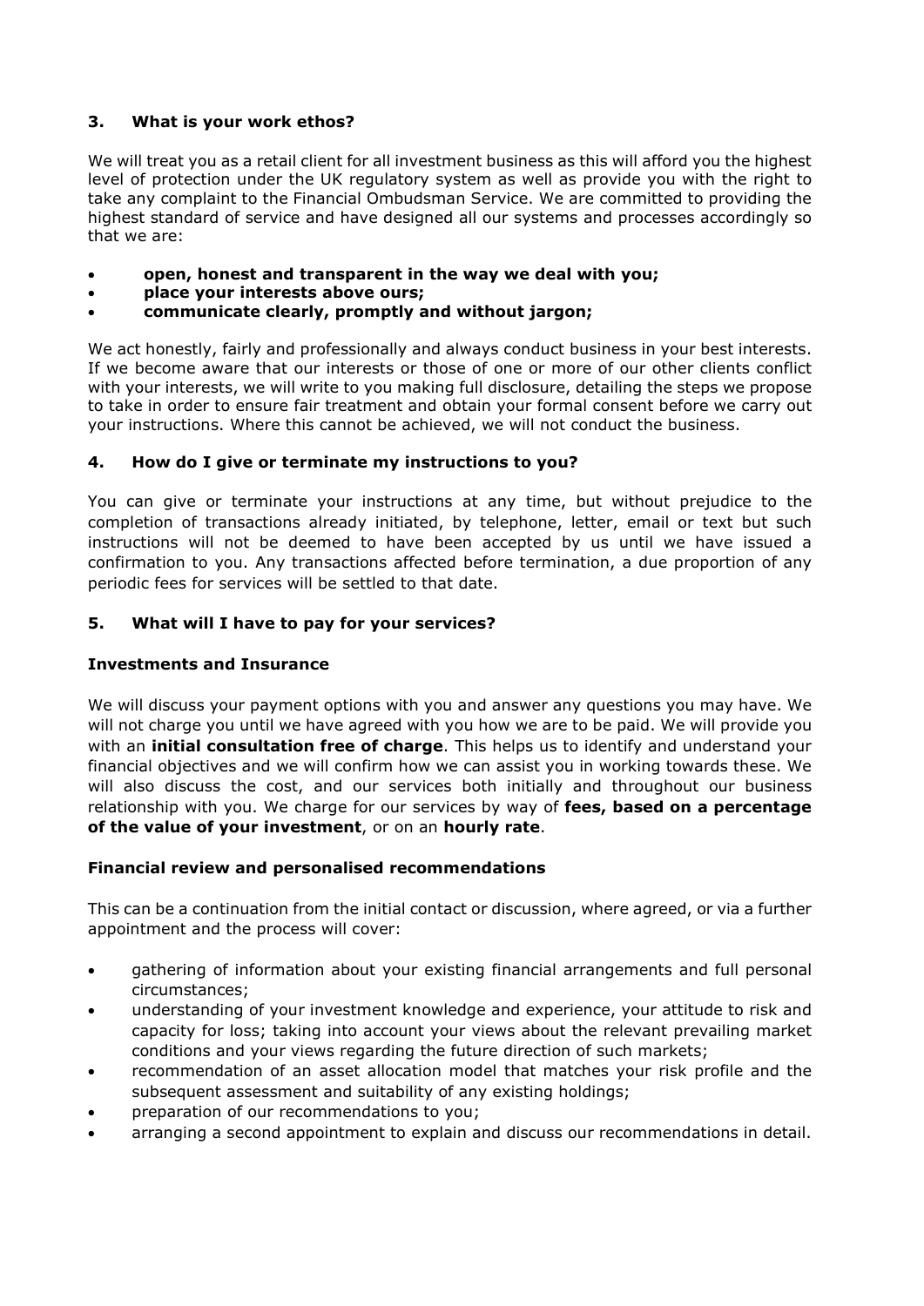## 3. What is your work ethos?

We will treat you as a retail client for all investment business as this will afford you the highest level of protection under the UK regulatory system as well as provide you with the right to take any complaint to the Financial Ombudsman Service. We are committed to providing the highest standard of service and have designed all our systems and processes accordingly so that we are:

- **open, honest and transparent in the way we deal with you;**
- **place your interests above ours;**
- **communicate clearly, promptly and without jargon;**

We act honestly, fairly and professionally and always conduct business in your best interests. If we become aware that our interests or those of one or more of our other clients conflict with your interests, we will write to you making full disclosure, detailing the steps we propose to take in order to ensure fair treatment and obtain your formal consent before we carry out your instructions. Where this cannot be achieved, we will not conduct the business.

## 4. How do I give or terminate my instructions to you?

You can give or terminate your instructions at any time, but without prejudice to the completion of transactions already initiated, by telephone, letter, email or text but such instructions will not be deemed to have been accepted by us until we have issued a confirmation to you. Any transactions affected before termination, a due proportion of any periodic fees for services will be settled to that date.

## 5. What will I have to pay for your services?

### Investments and Insurance

We will discuss your payment options with you and answer any questions you may have. We will not charge you until we have agreed with you how we are to be paid. We will provide you with an **initial consultation free of charge**. This helps us to identify and understand your financial objectives and we will confirm how we can assist you in working towards these. We will also discuss the cost, and our services both initially and throughout our business relationship with you. We charge for our services by way of **fees, based on a percentage of the value of your investment**, or on an **hourly rate**.

### Financial review and personalised recommendations

This can be a continuation from the initial contact or discussion, where agreed, or via a further appointment and the process will cover:

- gathering of information about your existing financial arrangements and full personal circumstances;
- understanding of your investment knowledge and experience, your attitude to risk and capacity for loss; taking into account your views about the relevant prevailing market conditions and your views regarding the future direction of such markets;
- recommendation of an asset allocation model that matches your risk profile and the subsequent assessment and suitability of any existing holdings;
- preparation of our recommendations to you;
- arranging a second appointment to explain and discuss our recommendations in detail.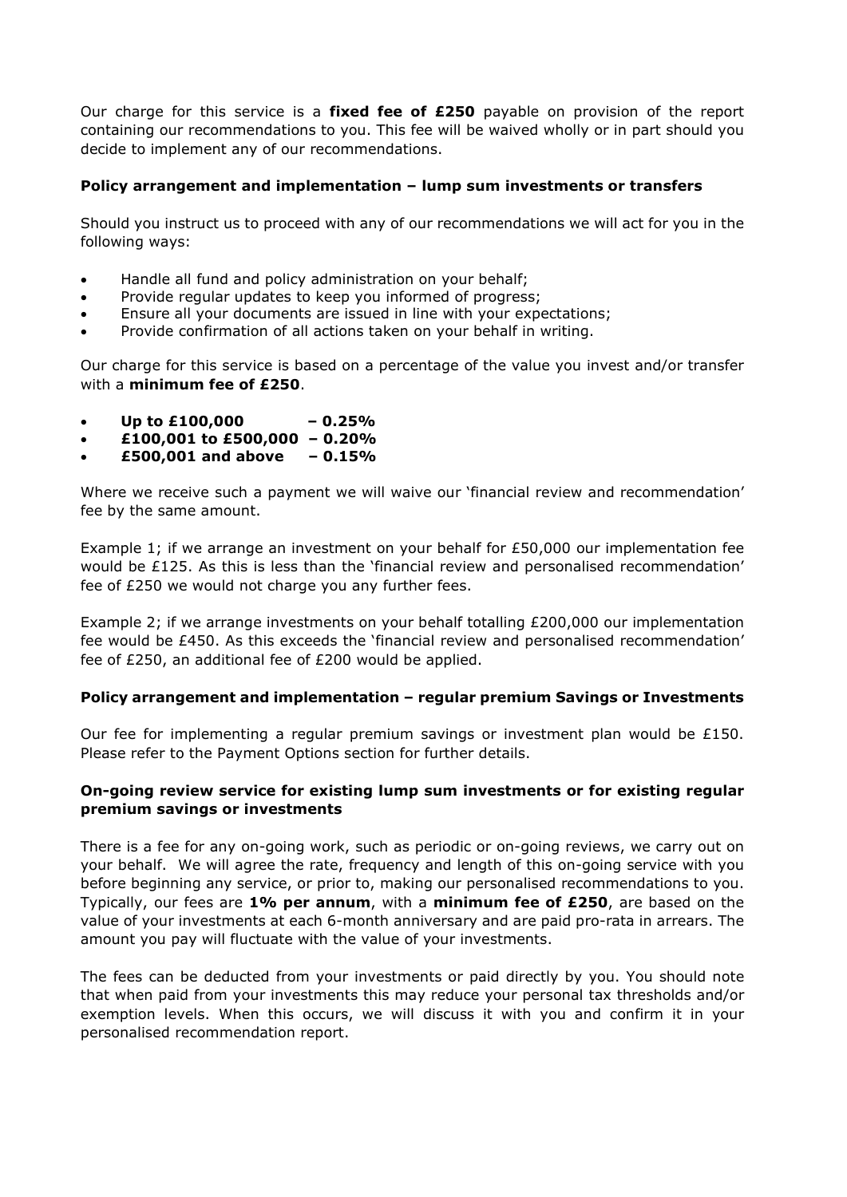Our charge for this service is a **fixed fee of £250** payable on provision of the report containing our recommendations to you. This fee will be waived wholly or in part should you decide to implement any of our recommendations.

### Policy arrangement and implementation – lump sum investments or transfers

Should you instruct us to proceed with any of our recommendations we will act for you in the following ways:

- Handle all fund and policy administration on your behalf;
- Provide regular updates to keep you informed of progress;
- Ensure all your documents are issued in line with your expectations;
- Provide confirmation of all actions taken on your behalf in writing.

Our charge for this service is based on a percentage of the value you invest and/or transfer with a **minimum fee of £250**.

- **Up to £100,000 – 0.25%**
- **£100,001 to £500,000 – 0.20%**
- **£500,001 and above – 0.15%**

Where we receive such a payment we will waive our 'financial review and recommendation' fee by the same amount.

Example 1; if we arrange an investment on your behalf for £50,000 our implementation fee would be £125. As this is less than the 'financial review and personalised recommendation' fee of £250 we would not charge you any further fees.

Example 2; if we arrange investments on your behalf totalling £200,000 our implementation fee would be £450. As this exceeds the 'financial review and personalised recommendation' fee of £250, an additional fee of £200 would be applied.

### Policy arrangement and implementation – regular premium Savings or Investments

Our fee for implementing a regular premium savings or investment plan would be £150. Please refer to the Payment Options section for further details.

### On-going review service for existing lump sum investments or for existing regular premium savings or investments

There is a fee for any on-going work, such as periodic or on-going reviews, we carry out on your behalf. We will agree the rate, frequency and length of this on-going service with you before beginning any service, or prior to, making our personalised recommendations to you. Typically, our fees are **1% per annum**, with a **minimum fee of £250**, are based on the value of your investments at each 6-month anniversary and are paid pro-rata in arrears. The amount you pay will fluctuate with the value of your investments.

The fees can be deducted from your investments or paid directly by you. You should note that when paid from your investments this may reduce your personal tax thresholds and/or exemption levels. When this occurs, we will discuss it with you and confirm it in your personalised recommendation report.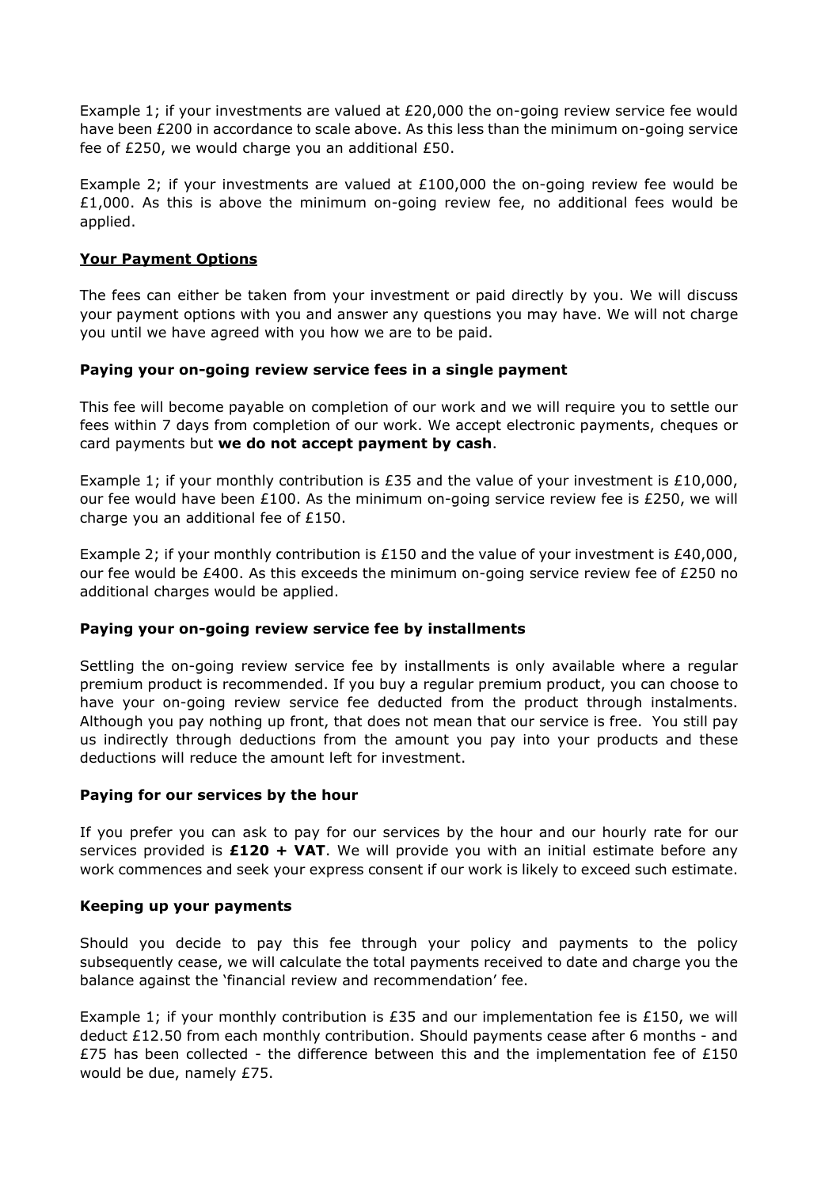Example 1; if your investments are valued at £20,000 the on-going review service fee would have been £200 in accordance to scale above. As this less than the minimum on-going service fee of £250, we would charge you an additional £50.

Example 2; if your investments are valued at £100,000 the on-going review fee would be £1,000. As this is above the minimum on-going review fee, no additional fees would be applied.

## Your Payment Options

The fees can either be taken from your investment or paid directly by you. We will discuss your payment options with you and answer any questions you may have. We will not charge you until we have agreed with you how we are to be paid.

### Paying your on-going review service fees in a single payment

This fee will become payable on completion of our work and we will require you to settle our fees within 7 days from completion of our work. We accept electronic payments, cheques or card payments but **we do not accept payment by cash**.

Example 1; if your monthly contribution is £35 and the value of your investment is £10,000, our fee would have been £100. As the minimum on-going service review fee is £250, we will charge you an additional fee of £150.

Example 2; if your monthly contribution is £150 and the value of your investment is £40,000, our fee would be £400. As this exceeds the minimum on-going service review fee of £250 no additional charges would be applied.

### Paying your on-going review service fee by installments

Settling the on-going review service fee by installments is only available where a regular premium product is recommended. If you buy a regular premium product, you can choose to have your on-going review service fee deducted from the product through instalments. Although you pay nothing up front, that does not mean that our service is free. You still pay us indirectly through deductions from the amount you pay into your products and these deductions will reduce the amount left for investment.

### Paying for our services by the hour

If you prefer you can ask to pay for our services by the hour and our hourly rate for our services provided is **£120 + VAT**. We will provide you with an initial estimate before any work commences and seek your express consent if our work is likely to exceed such estimate.

### Keeping up your payments

Should you decide to pay this fee through your policy and payments to the policy subsequently cease, we will calculate the total payments received to date and charge you the balance against the 'financial review and recommendation' fee.

Example 1; if your monthly contribution is £35 and our implementation fee is £150, we will deduct £12.50 from each monthly contribution. Should payments cease after 6 months - and £75 has been collected - the difference between this and the implementation fee of £150 would be due, namely £75.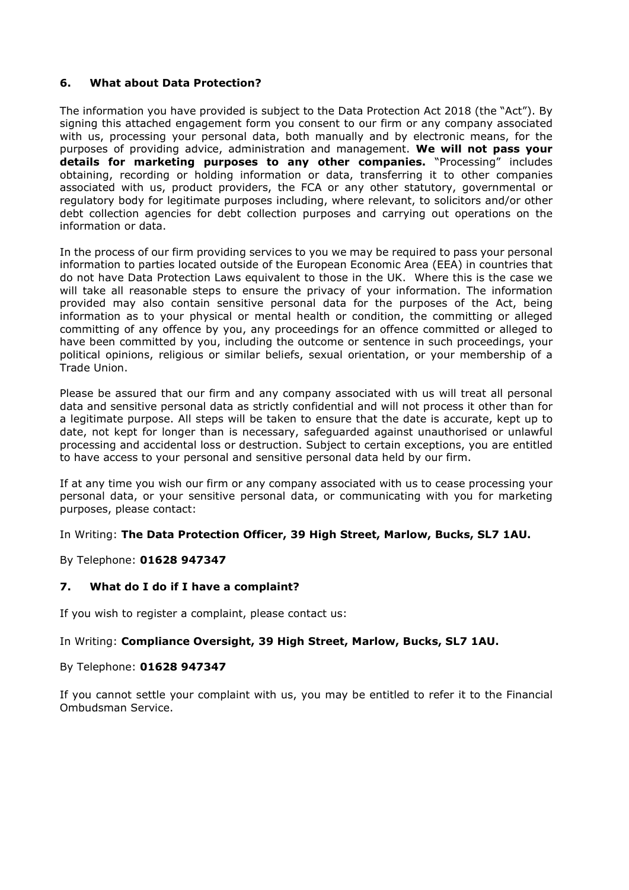## 6. What about Data Protection?

The information you have provided is subject to the Data Protection Act 2018 (the "Act"). By signing this attached engagement form you consent to our firm or any company associated with us, processing your personal data, both manually and by electronic means, for the purposes of providing advice, administration and management. **We will not pass your details for marketing purposes to any other companies.** "Processing" includes obtaining, recording or holding information or data, transferring it to other companies associated with us, product providers, the FCA or any other statutory, governmental or regulatory body for legitimate purposes including, where relevant, to solicitors and/or other debt collection agencies for debt collection purposes and carrying out operations on the information or data.

In the process of our firm providing services to you we may be required to pass your personal information to parties located outside of the European Economic Area (EEA) in countries that do not have Data Protection Laws equivalent to those in the UK. Where this is the case we will take all reasonable steps to ensure the privacy of your information. The information provided may also contain sensitive personal data for the purposes of the Act, being information as to your physical or mental health or condition, the committing or alleged committing of any offence by you, any proceedings for an offence committed or alleged to have been committed by you, including the outcome or sentence in such proceedings, your political opinions, religious or similar beliefs, sexual orientation, or your membership of a Trade Union.

Please be assured that our firm and any company associated with us will treat all personal data and sensitive personal data as strictly confidential and will not process it other than for a legitimate purpose. All steps will be taken to ensure that the date is accurate, kept up to date, not kept for longer than is necessary, safeguarded against unauthorised or unlawful processing and accidental loss or destruction. Subject to certain exceptions, you are entitled to have access to your personal and sensitive personal data held by our firm.

If at any time you wish our firm or any company associated with us to cease processing your personal data, or your sensitive personal data, or communicating with you for marketing purposes, please contact:

In Writing: **The Data Protection Officer, 39 High Street, Marlow, Bucks, SL7 1AU.**

By Telephone: **01628 947347**

## 7. What do I do if I have a complaint?

If you wish to register a complaint, please contact us:

In Writing: **Compliance Oversight, 39 High Street, Marlow, Bucks, SL7 1AU.**

By Telephone: **01628 947347**

If you cannot settle your complaint with us, you may be entitled to refer it to the Financial Ombudsman Service.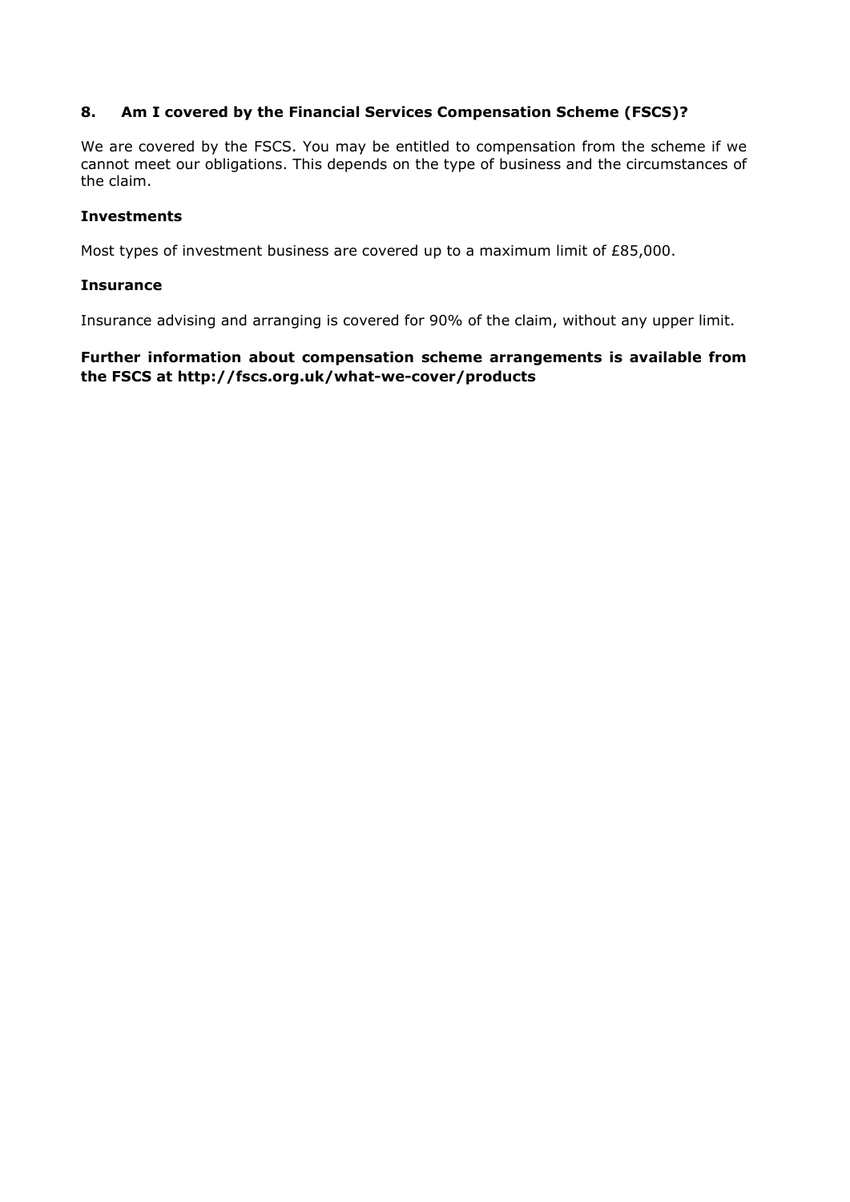## 8. Am I covered by the Financial Services Compensation Scheme (FSCS)?

We are covered by the FSCS. You may be entitled to compensation from the scheme if we cannot meet our obligations. This depends on the type of business and the circumstances of the claim.

### Investments

Most types of investment business are covered up to a maximum limit of £85,000.

### Insurance

Insurance advising and arranging is covered for 90% of the claim, without any upper limit.

**Further information about compensation scheme arrangements is available from the FSCS at http://fscs.org.uk/what-we-cover/products**